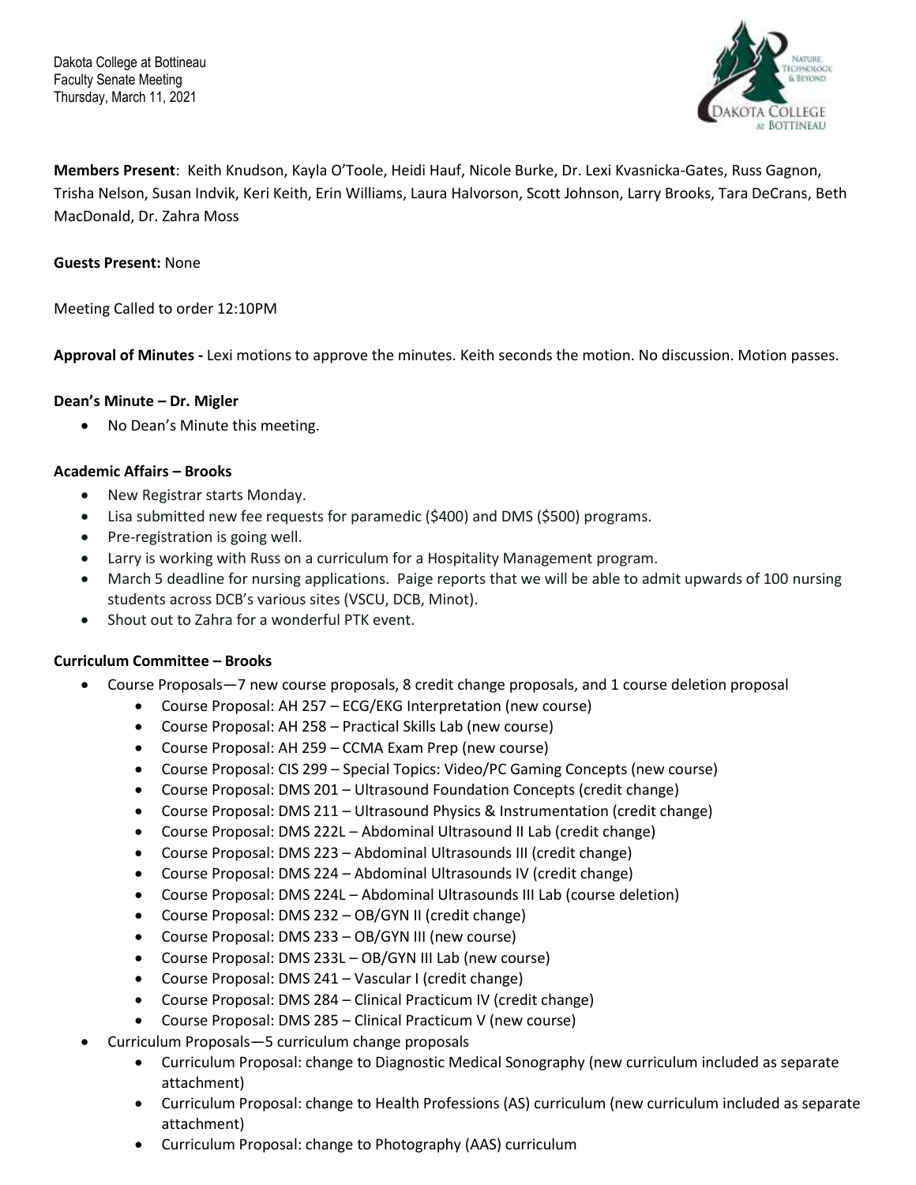Dakota College at Bottineau
Faculty Senate Meeting
Thursday, March 11, 2021

**Members Present**: Keith Knudson, Kayla O'Toole, Heidi Hauf, Nicole Burke, Dr. Lexi Kvasnicka-Gates, Russ Gagnon, Trisha Nelson, Susan Indvik, Keri Keith, Erin Williams, Laura Halvorson, Scott Johnson, Larry Brooks, Tara DeCrans, Beth MacDonald, Dr. Zahra Moss

**Guests Present:** None

Meeting Called to order 12:10PM

**Approval of Minutes -** Lexi motions to approve the minutes. Keith seconds the motion. No discussion. Motion passes.

**Dean's Minute – Dr. Migler**

- No Dean's Minute this meeting.

**Academic Affairs – Brooks**

- New Registrar starts Monday.
- Lisa submitted new fee requests for paramedic ($400) and DMS ($500) programs.
- Pre-registration is going well.
- Larry is working with Russ on a curriculum for a Hospitality Management program.
- March 5 deadline for nursing applications. Paige reports that we will be able to admit upwards of 100 nursing students across DCB's various sites (VSCU, DCB, Minot).
- Shout out to Zahra for a wonderful PTK event.

**Curriculum Committee – Brooks**

- Course Proposals—7 new course proposals, 8 credit change proposals, and 1 course deletion proposal
  - Course Proposal: AH 257 – ECG/EKG Interpretation (new course)
  - Course Proposal: AH 258 – Practical Skills Lab (new course)
  - Course Proposal: AH 259 – CCMA Exam Prep (new course)
  - Course Proposal: CIS 299 – Special Topics: Video/PC Gaming Concepts (new course)
  - Course Proposal: DMS 201 – Ultrasound Foundation Concepts (credit change)
  - Course Proposal: DMS 211 – Ultrasound Physics & Instrumentation (credit change)
  - Course Proposal: DMS 222L – Abdominal Ultrasound II Lab (credit change)
  - Course Proposal: DMS 223 – Abdominal Ultrasounds III (credit change)
  - Course Proposal: DMS 224 – Abdominal Ultrasounds IV (credit change)
  - Course Proposal: DMS 224L – Abdominal Ultrasounds III Lab (course deletion)
  - Course Proposal: DMS 232 – OB/GYN II (credit change)
  - Course Proposal: DMS 233 – OB/GYN III (new course)
  - Course Proposal: DMS 233L – OB/GYN III Lab (new course)
  - Course Proposal: DMS 241 – Vascular I (credit change)
  - Course Proposal: DMS 284 – Clinical Practicum IV (credit change)
  - Course Proposal: DMS 285 – Clinical Practicum V (new course)
- Curriculum Proposals—5 curriculum change proposals
  - Curriculum Proposal: change to Diagnostic Medical Sonography (new curriculum included as separate attachment)
  - Curriculum Proposal: change to Health Professions (AS) curriculum (new curriculum included as separate attachment)
  - Curriculum Proposal: change to Photography (AAS) curriculum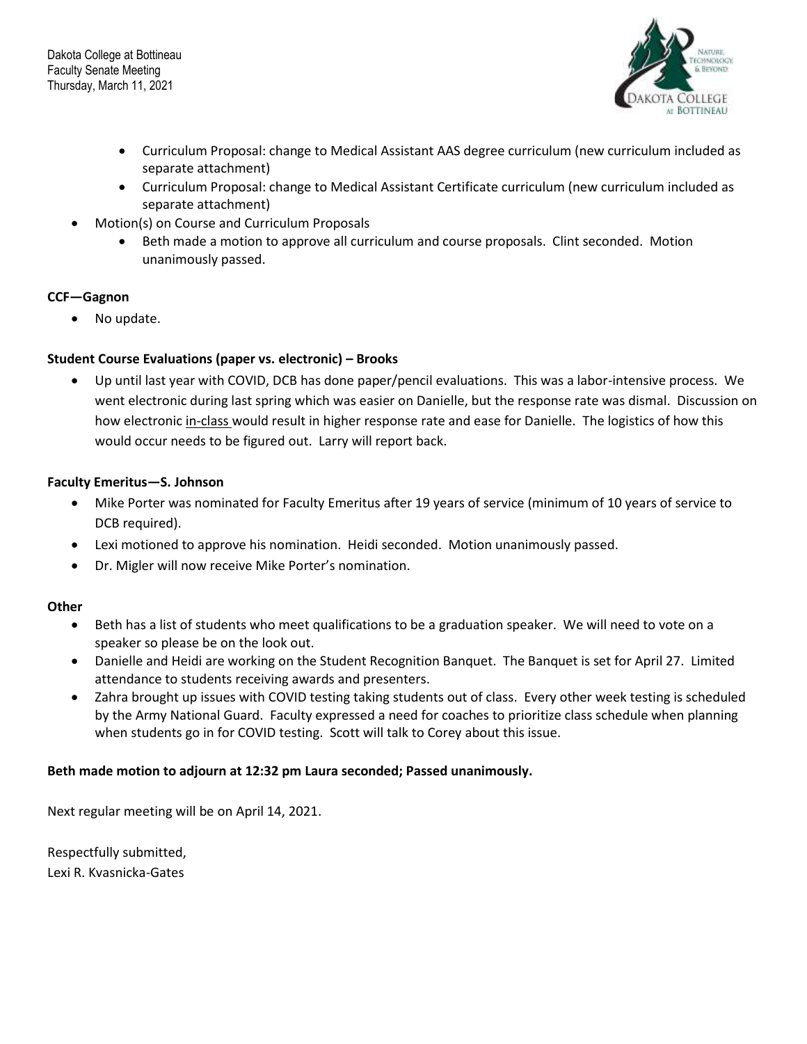- Curriculum Proposal: change to Medical Assistant AAS degree curriculum (new curriculum included as separate attachment)
- Curriculum Proposal: change to Medical Assistant Certificate curriculum (new curriculum included as separate attachment)

- Motion(s) on Course and Curriculum Proposals
  - Beth made a motion to approve all curriculum and course proposals. Clint seconded. Motion unanimously passed.

**CCF—Gagnon**

- No update.

**Student Course Evaluations (paper vs. electronic) – Brooks**

- Up until last year with COVID, DCB has done paper/pencil evaluations. This was a labor-intensive process. We went electronic during last spring which was easier on Danielle, but the response rate was dismal. Discussion on how electronic in-class would result in higher response rate and ease for Danielle. The logistics of how this would occur needs to be figured out. Larry will report back.

**Faculty Emeritus—S. Johnson**

- Mike Porter was nominated for Faculty Emeritus after 19 years of service (minimum of 10 years of service to DCB required).
- Lexi motioned to approve his nomination. Heidi seconded. Motion unanimously passed.
- Dr. Migler will now receive Mike Porter's nomination.

**Other**

- Beth has a list of students who meet qualifications to be a graduation speaker. We will need to vote on a speaker so please be on the look out.
- Danielle and Heidi are working on the Student Recognition Banquet. The Banquet is set for April 27. Limited attendance to students receiving awards and presenters.
- Zahra brought up issues with COVID testing taking students out of class. Every other week testing is scheduled by the Army National Guard. Faculty expressed a need for coaches to prioritize class schedule when planning when students go in for COVID testing. Scott will talk to Corey about this issue.

**Beth made motion to adjourn at 12:32 pm Laura seconded; Passed unanimously.**

Next regular meeting will be on April 14, 2021.

Respectfully submitted,
Lexi R. Kvasnicka-Gates